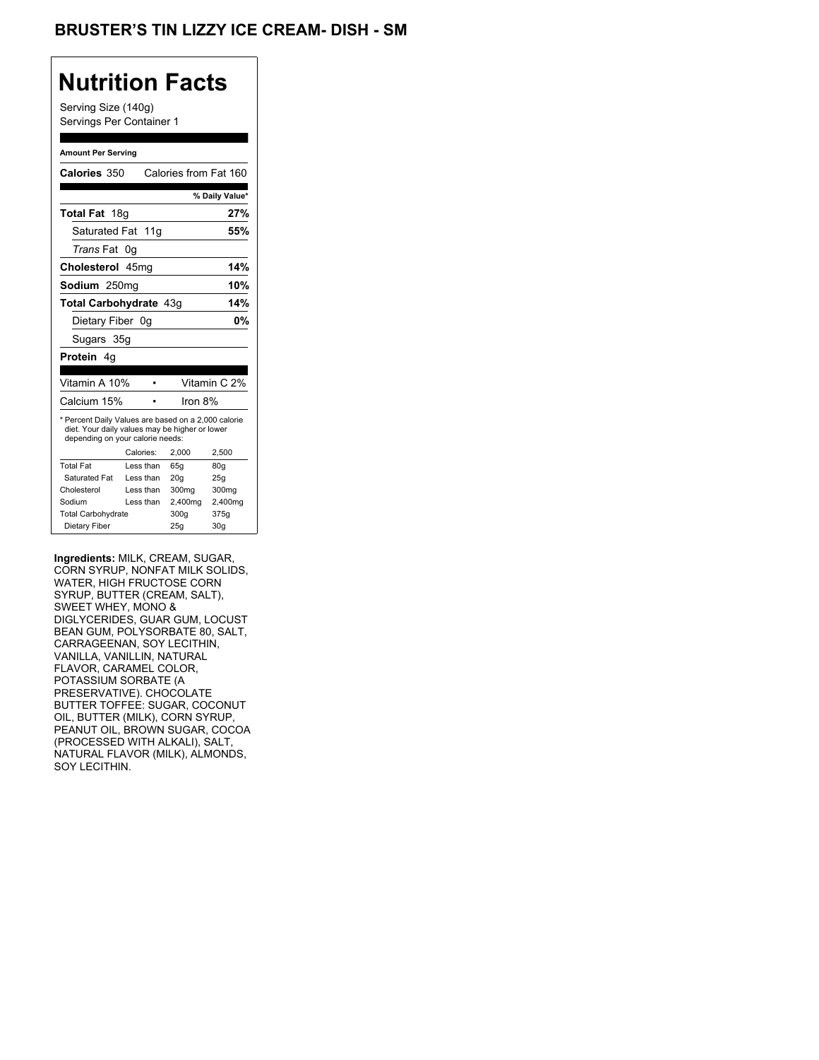# BRUSTER'S TIN LIZZY ICE CREAM- DISH - SM

## Nutrition Facts

Serving Size (140g)
Servings Per Container 1

**Amount Per Serving**

| | |
|---|---|
| **Calories** 350 | Calories from Fat 160 |
| | **% Daily Value*** |
| **Total Fat** 18g | **27%** |
| Saturated Fat 11g | **55%** |
| *Trans* Fat 0g | |
| **Cholesterol** 45mg | **14%** |
| **Sodium** 250mg | **10%** |
| **Total Carbohydrate** 43g | **14%** |
| Dietary Fiber 0g | **0%** |
| Sugars 35g | |
| **Protein** 4g | |

| | |
|---|---|
| Vitamin A 10% • | Vitamin C 2% |
| Calcium 15% • | Iron 8% |

* Percent Daily Values are based on a 2,000 calorie diet. Your daily values may be higher or lower depending on your calorie needs:

| | Calories: | 2,000 | 2,500 |
|---|---|---|---|
| Total Fat | Less than | 65g | 80g |
| Saturated Fat | Less than | 20g | 25g |
| Cholesterol | Less than | 300mg | 300mg |
| Sodium | Less than | 2,400mg | 2,400mg |
| Total Carbohydrate | | 300g | 375g |
| Dietary Fiber | | 25g | 30g |

**Ingredients:** MILK, CREAM, SUGAR, CORN SYRUP, NONFAT MILK SOLIDS, WATER, HIGH FRUCTOSE CORN SYRUP, BUTTER (CREAM, SALT), SWEET WHEY, MONO & DIGLYCERIDES, GUAR GUM, LOCUST BEAN GUM, POLYSORBATE 80, SALT, CARRAGEENAN, SOY LECITHIN, VANILLA, VANILLIN, NATURAL FLAVOR, CARAMEL COLOR, POTASSIUM SORBATE (A PRESERVATIVE). CHOCOLATE BUTTER TOFFEE: SUGAR, COCONUT OIL, BUTTER (MILK), CORN SYRUP, PEANUT OIL, BROWN SUGAR, COCOA (PROCESSED WITH ALKALI), SALT, NATURAL FLAVOR (MILK), ALMONDS, SOY LECITHIN.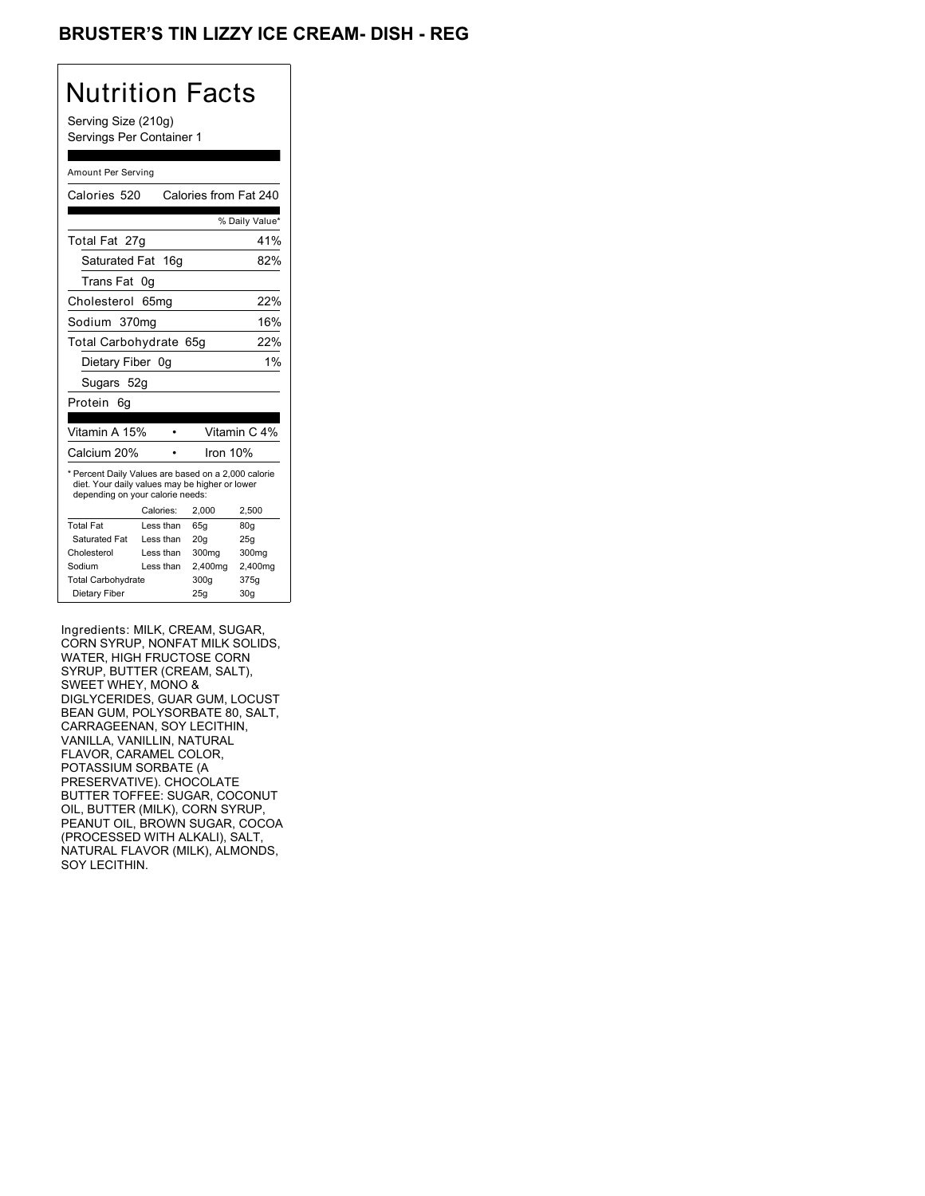# BRUSTER'S TIN LIZZY ICE CREAM- DISH - REG

## Nutrition Facts

Serving Size (210g)
Servings Per Container 1

Amount Per Serving

Calories 520 Calories from Fat 240

| | % Daily Value* |
|---|---|
| Total Fat 27g | 41% |
| Saturated Fat 16g | 82% |
| Trans Fat 0g | |
| Cholesterol 65mg | 22% |
| Sodium 370mg | 16% |
| Total Carbohydrate 65g | 22% |
| Dietary Fiber 0g | 1% |
| Sugars 52g | |
| Protein 6g | |

| | |
|---|---|
| Vitamin A 15% | Vitamin C 4% |
| Calcium 20% | Iron 10% |

* Percent Daily Values are based on a 2,000 calorie diet. Your daily values may be higher or lower depending on your calorie needs:

| | Calories: | 2,000 | 2,500 |
|---|---|---|---|
| Total Fat | Less than | 65g | 80g |
| Saturated Fat | Less than | 20g | 25g |
| Cholesterol | Less than | 300mg | 300mg |
| Sodium | Less than | 2,400mg | 2,400mg |
| Total Carbohydrate | | 300g | 375g |
| Dietary Fiber | | 25g | 30g |

Ingredients: MILK, CREAM, SUGAR, CORN SYRUP, NONFAT MILK SOLIDS, WATER, HIGH FRUCTOSE CORN SYRUP, BUTTER (CREAM, SALT), SWEET WHEY, MONO & DIGLYCERIDES, GUAR GUM, LOCUST BEAN GUM, POLYSORBATE 80, SALT, CARRAGEENAN, SOY LECITHIN, VANILLA, VANILLIN, NATURAL FLAVOR, CARAMEL COLOR, POTASSIUM SORBATE (A PRESERVATIVE). CHOCOLATE BUTTER TOFFEE: SUGAR, COCONUT OIL, BUTTER (MILK), CORN SYRUP, PEANUT OIL, BROWN SUGAR, COCOA (PROCESSED WITH ALKALI), SALT, NATURAL FLAVOR (MILK), ALMONDS, SOY LECITHIN.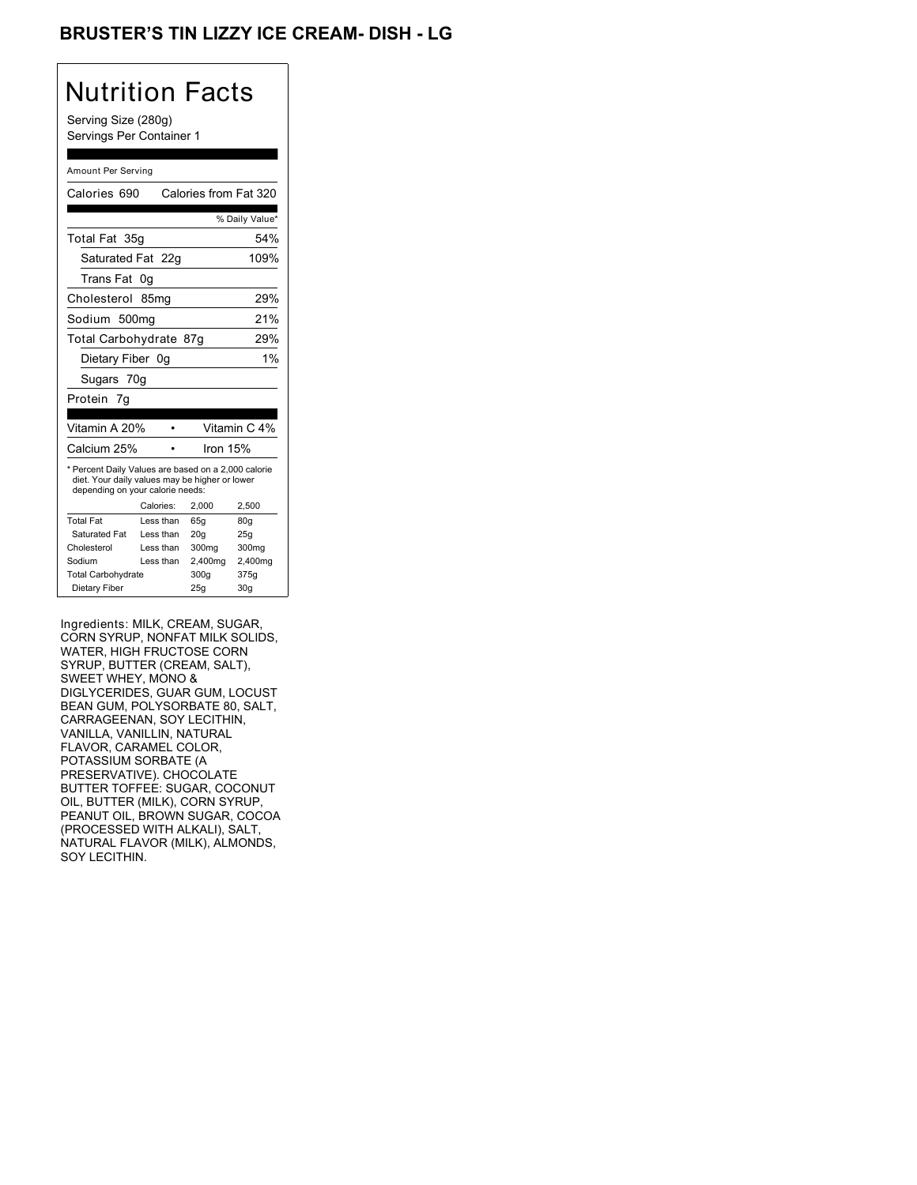# BRUSTER'S TIN LIZZY ICE CREAM- DISH - LG

## Nutrition Facts

Serving Size (280g)
Servings Per Container 1

Amount Per Serving

| Calories 690 | Calories from Fat 320 |
|---|---|
| | % Daily Value* |
| Total Fat 35g | 54% |
| Saturated Fat 22g | 109% |
| Trans Fat 0g | |
| Cholesterol 85mg | 29% |
| Sodium 500mg | 21% |
| Total Carbohydrate 87g | 29% |
| Dietary Fiber 0g | 1% |
| Sugars 70g | |
| Protein 7g | |

| Vitamin A 20% | • | Vitamin C 4% |
|---|---|---|
| Calcium 25% | • | Iron 15% |

* Percent Daily Values are based on a 2,000 calorie diet. Your daily values may be higher or lower depending on your calorie needs:

| | Calories: | 2,000 | 2,500 |
|---|---|---|---|
| Total Fat | Less than | 65g | 80g |
| Saturated Fat | Less than | 20g | 25g |
| Cholesterol | Less than | 300mg | 300mg |
| Sodium | Less than | 2,400mg | 2,400mg |
| Total Carbohydrate | | 300g | 375g |
| Dietary Fiber | | 25g | 30g |

Ingredients: MILK, CREAM, SUGAR, CORN SYRUP, NONFAT MILK SOLIDS, WATER, HIGH FRUCTOSE CORN SYRUP, BUTTER (CREAM, SALT), SWEET WHEY, MONO & DIGLYCERIDES, GUAR GUM, LOCUST BEAN GUM, POLYSORBATE 80, SALT, CARRAGEENAN, SOY LECITHIN, VANILLA, VANILLIN, NATURAL FLAVOR, CARAMEL COLOR, POTASSIUM SORBATE (A PRESERVATIVE). CHOCOLATE BUTTER TOFFEE: SUGAR, COCONUT OIL, BUTTER (MILK), CORN SYRUP, PEANUT OIL, BROWN SUGAR, COCOA (PROCESSED WITH ALKALI), SALT, NATURAL FLAVOR (MILK), ALMONDS, SOY LECITHIN.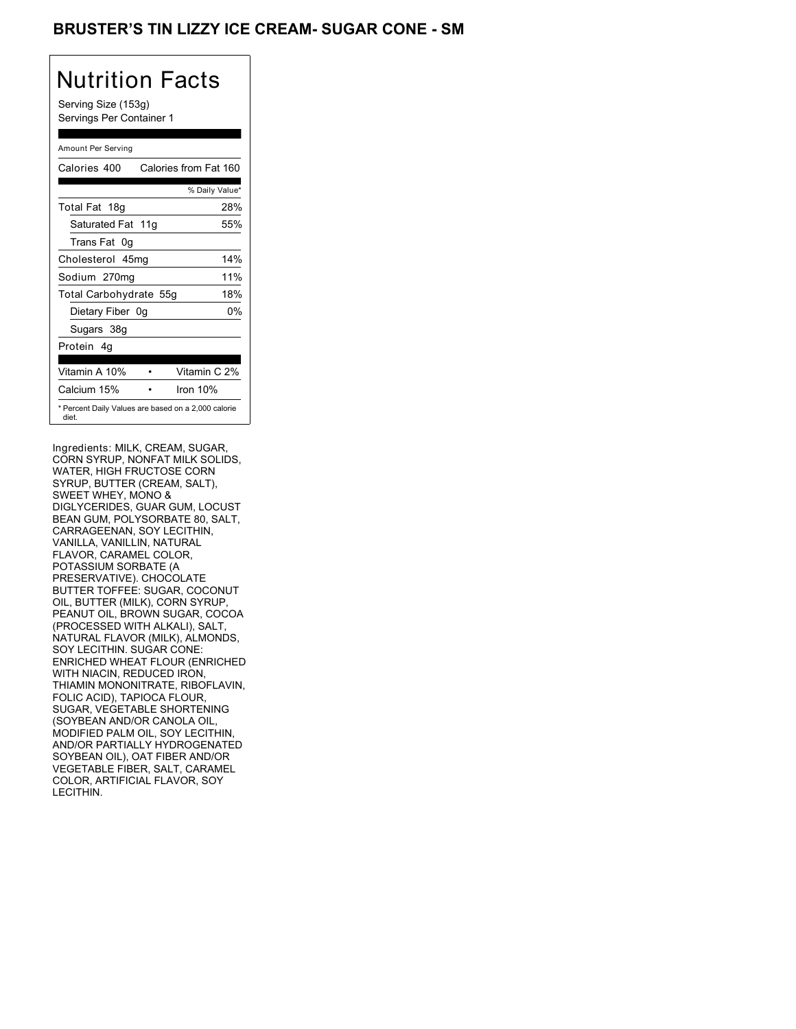# BRUSTER'S TIN LIZZY ICE CREAM- SUGAR CONE - SM

## Nutrition Facts

Serving Size (153g)
Servings Per Container 1

Amount Per Serving

| Calories 400 | Calories from Fat 160 |
|---|---|
| | % Daily Value* |
| Total Fat 18g | 28% |
| Saturated Fat 11g | 55% |
| Trans Fat 0g | |
| Cholesterol 45mg | 14% |
| Sodium 270mg | 11% |
| Total Carbohydrate 55g | 18% |
| Dietary Fiber 0g | 0% |
| Sugars 38g | |
| Protein 4g | |
| Vitamin A 10% | Vitamin C 2% |
| Calcium 15% | Iron 10% |

* Percent Daily Values are based on a 2,000 calorie diet.

Ingredients: MILK, CREAM, SUGAR, CORN SYRUP, NONFAT MILK SOLIDS, WATER, HIGH FRUCTOSE CORN SYRUP, BUTTER (CREAM, SALT), SWEET WHEY, MONO & DIGLYCERIDES, GUAR GUM, LOCUST BEAN GUM, POLYSORBATE 80, SALT, CARRAGEENAN, SOY LECITHIN, VANILLA, VANILLIN, NATURAL FLAVOR, CARAMEL COLOR, POTASSIUM SORBATE (A PRESERVATIVE). CHOCOLATE BUTTER TOFFEE: SUGAR, COCONUT OIL, BUTTER (MILK), CORN SYRUP, PEANUT OIL, BROWN SUGAR, COCOA (PROCESSED WITH ALKALI), SALT, NATURAL FLAVOR (MILK), ALMONDS, SOY LECITHIN. SUGAR CONE: ENRICHED WHEAT FLOUR (ENRICHED WITH NIACIN, REDUCED IRON, THIAMIN MONONITRATE, RIBOFLAVIN, FOLIC ACID), TAPIOCA FLOUR, SUGAR, VEGETABLE SHORTENING (SOYBEAN AND/OR CANOLA OIL, MODIFIED PALM OIL, SOY LECITHIN, AND/OR PARTIALLY HYDROGENATED SOYBEAN OIL), OAT FIBER AND/OR VEGETABLE FIBER, SALT, CARAMEL COLOR, ARTIFICIAL FLAVOR, SOY LECITHIN.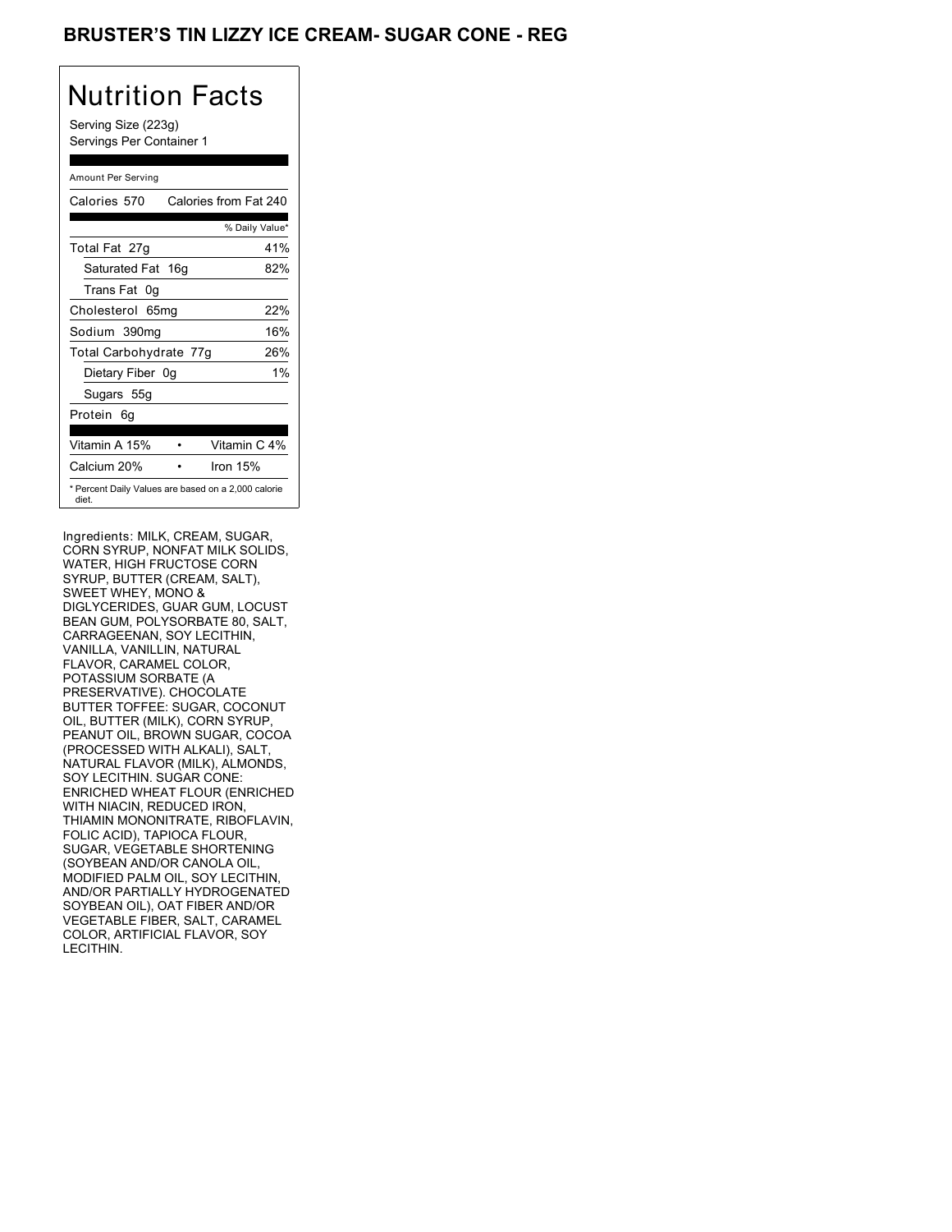# BRUSTER'S TIN LIZZY ICE CREAM- SUGAR CONE - REG

## Nutrition Facts

Serving Size (223g)
Servings Per Container 1

Amount Per Serving

| | |
|---|---|
| Calories 570 | Calories from Fat 240 |
| | % Daily Value* |
| Total Fat 27g | 41% |
| Saturated Fat 16g | 82% |
| Trans Fat 0g | |
| Cholesterol 65mg | 22% |
| Sodium 390mg | 16% |
| Total Carbohydrate 77g | 26% |
| Dietary Fiber 0g | 1% |
| Sugars 55g | |
| Protein 6g | |
| Vitamin A 15% | Vitamin C 4% |
| Calcium 20% | Iron 15% |

* Percent Daily Values are based on a 2,000 calorie diet.

Ingredients: MILK, CREAM, SUGAR, CORN SYRUP, NONFAT MILK SOLIDS, WATER, HIGH FRUCTOSE CORN SYRUP, BUTTER (CREAM, SALT), SWEET WHEY, MONO & DIGLYCERIDES, GUAR GUM, LOCUST BEAN GUM, POLYSORBATE 80, SALT, CARRAGEENAN, SOY LECITHIN, VANILLA, VANILLIN, NATURAL FLAVOR, CARAMEL COLOR, POTASSIUM SORBATE (A PRESERVATIVE). CHOCOLATE BUTTER TOFFEE: SUGAR, COCONUT OIL, BUTTER (MILK), CORN SYRUP, PEANUT OIL, BROWN SUGAR, COCOA (PROCESSED WITH ALKALI), SALT, NATURAL FLAVOR (MILK), ALMONDS, SOY LECITHIN. SUGAR CONE: ENRICHED WHEAT FLOUR (ENRICHED WITH NIACIN, REDUCED IRON, THIAMIN MONONITRATE, RIBOFLAVIN, FOLIC ACID), TAPIOCA FLOUR, SUGAR, VEGETABLE SHORTENING (SOYBEAN AND/OR CANOLA OIL, MODIFIED PALM OIL, SOY LECITHIN, AND/OR PARTIALLY HYDROGENATED SOYBEAN OIL), OAT FIBER AND/OR VEGETABLE FIBER, SALT, CARAMEL COLOR, ARTIFICIAL FLAVOR, SOY LECITHIN.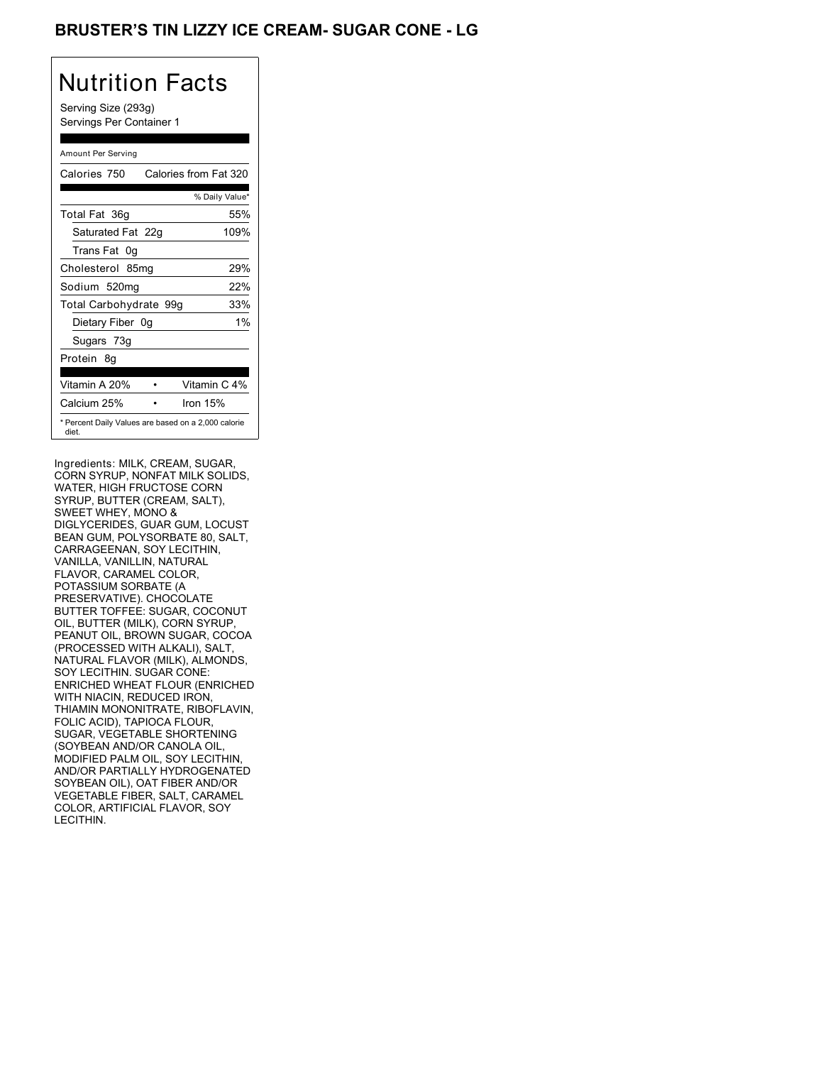# BRUSTER'S TIN LIZZY ICE CREAM- SUGAR CONE - LG

## Nutrition Facts

Serving Size (293g)
Servings Per Container 1

Amount Per Serving

| Calories 750 | Calories from Fat 320 |
|---|---|
| | % Daily Value* |
| Total Fat 36g | 55% |
| Saturated Fat 22g | 109% |
| Trans Fat 0g | |
| Cholesterol 85mg | 29% |
| Sodium 520mg | 22% |
| Total Carbohydrate 99g | 33% |
| Dietary Fiber 0g | 1% |
| Sugars 73g | |
| Protein 8g | |
| Vitamin A 20% | Vitamin C 4% |
| Calcium 25% | Iron 15% |

* Percent Daily Values are based on a 2,000 calorie diet.

Ingredients: MILK, CREAM, SUGAR, CORN SYRUP, NONFAT MILK SOLIDS, WATER, HIGH FRUCTOSE CORN SYRUP, BUTTER (CREAM, SALT), SWEET WHEY, MONO & DIGLYCERIDES, GUAR GUM, LOCUST BEAN GUM, POLYSORBATE 80, SALT, CARRAGEENAN, SOY LECITHIN, VANILLA, VANILLIN, NATURAL FLAVOR, CARAMEL COLOR, POTASSIUM SORBATE (A PRESERVATIVE). CHOCOLATE BUTTER TOFFEE: SUGAR, COCONUT OIL, BUTTER (MILK), CORN SYRUP, PEANUT OIL, BROWN SUGAR, COCOA (PROCESSED WITH ALKALI), SALT, NATURAL FLAVOR (MILK), ALMONDS, SOY LECITHIN. SUGAR CONE: ENRICHED WHEAT FLOUR (ENRICHED WITH NIACIN, REDUCED IRON, THIAMIN MONONITRATE, RIBOFLAVIN, FOLIC ACID), TAPIOCA FLOUR, SUGAR, VEGETABLE SHORTENING (SOYBEAN AND/OR CANOLA OIL, MODIFIED PALM OIL, SOY LECITHIN, AND/OR PARTIALLY HYDROGENATED SOYBEAN OIL), OAT FIBER AND/OR VEGETABLE FIBER, SALT, CARAMEL COLOR, ARTIFICIAL FLAVOR, SOY LECITHIN.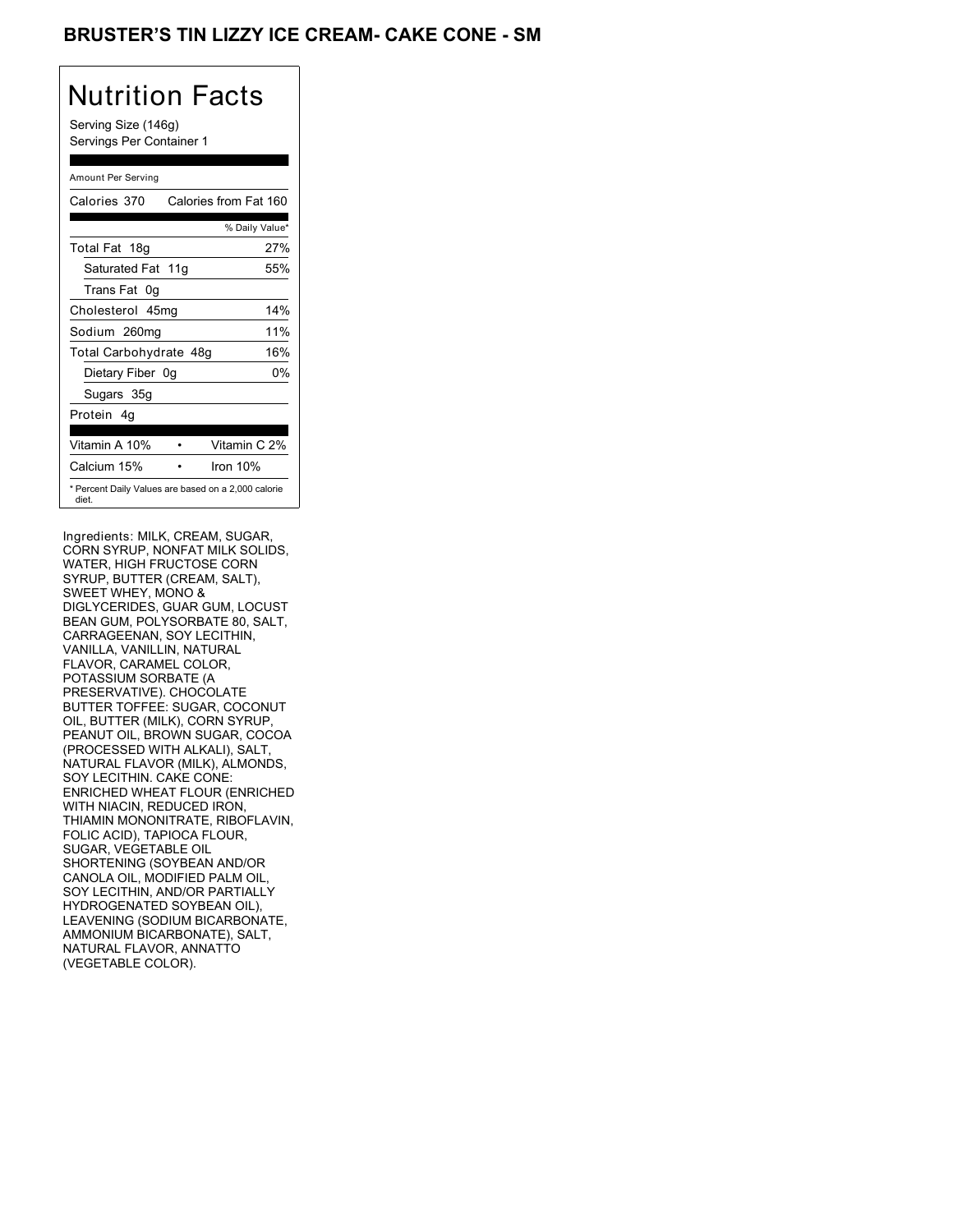# BRUSTER'S TIN LIZZY ICE CREAM- CAKE CONE - SM

## Nutrition Facts

Serving Size (146g)
Servings Per Container 1

| Amount Per Serving | |
|---|---|
| Calories 370 | Calories from Fat 160 |
| | % Daily Value* |
| Total Fat 18g | 27% |
| Saturated Fat 11g | 55% |
| Trans Fat 0g | |
| Cholesterol 45mg | 14% |
| Sodium 260mg | 11% |
| Total Carbohydrate 48g | 16% |
| Dietary Fiber 0g | 0% |
| Sugars 35g | |
| Protein 4g | |
| Vitamin A 10% | Vitamin C 2% |
| Calcium 15% | Iron 10% |

* Percent Daily Values are based on a 2,000 calorie diet.

Ingredients: MILK, CREAM, SUGAR, CORN SYRUP, NONFAT MILK SOLIDS, WATER, HIGH FRUCTOSE CORN SYRUP, BUTTER (CREAM, SALT), SWEET WHEY, MONO & DIGLYCERIDES, GUAR GUM, LOCUST BEAN GUM, POLYSORBATE 80, SALT, CARRAGEENAN, SOY LECITHIN, VANILLA, VANILLIN, NATURAL FLAVOR, CARAMEL COLOR, POTASSIUM SORBATE (A PRESERVATIVE). CHOCOLATE BUTTER TOFFEE: SUGAR, COCONUT OIL, BUTTER (MILK), CORN SYRUP, PEANUT OIL, BROWN SUGAR, COCOA (PROCESSED WITH ALKALI), SALT, NATURAL FLAVOR (MILK), ALMONDS, SOY LECITHIN. CAKE CONE: ENRICHED WHEAT FLOUR (ENRICHED WITH NIACIN, REDUCED IRON, THIAMIN MONONITRATE, RIBOFLAVIN, FOLIC ACID), TAPIOCA FLOUR, SUGAR, VEGETABLE OIL SHORTENING (SOYBEAN AND/OR CANOLA OIL, MODIFIED PALM OIL, SOY LECITHIN, AND/OR PARTIALLY HYDROGENATED SOYBEAN OIL), LEAVENING (SODIUM BICARBONATE, AMMONIUM BICARBONATE), SALT, NATURAL FLAVOR, ANNATTO (VEGETABLE COLOR).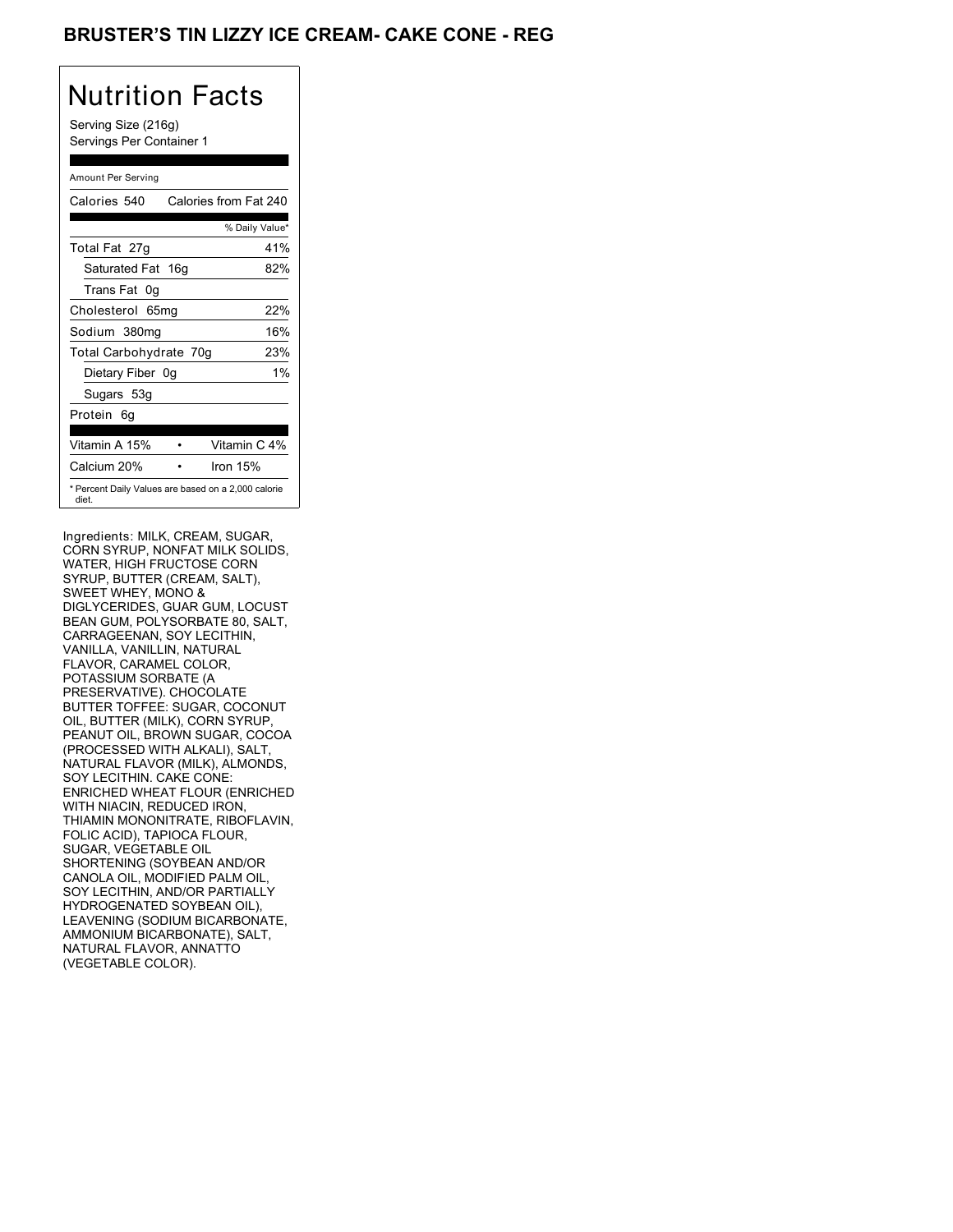# BRUSTER'S TIN LIZZY ICE CREAM- CAKE CONE - REG

## Nutrition Facts

Serving Size (216g)
Servings Per Container 1

Amount Per Serving

| Calories 540 | Calories from Fat 240 |
|---|---|
| | % Daily Value* |
| Total Fat 27g | 41% |
| Saturated Fat 16g | 82% |
| Trans Fat 0g | |
| Cholesterol 65mg | 22% |
| Sodium 380mg | 16% |
| Total Carbohydrate 70g | 23% |
| Dietary Fiber 0g | 1% |
| Sugars 53g | |
| Protein 6g | |

| Vitamin A 15% | • | Vitamin C 4% |
|---|---|---|
| Calcium 20% | • | Iron 15% |

* Percent Daily Values are based on a 2,000 calorie diet.

Ingredients: MILK, CREAM, SUGAR, CORN SYRUP, NONFAT MILK SOLIDS, WATER, HIGH FRUCTOSE CORN SYRUP, BUTTER (CREAM, SALT), SWEET WHEY, MONO & DIGLYCERIDES, GUAR GUM, LOCUST BEAN GUM, POLYSORBATE 80, SALT, CARRAGEENAN, SOY LECITHIN, VANILLA, VANILLIN, NATURAL FLAVOR, CARAMEL COLOR, POTASSIUM SORBATE (A PRESERVATIVE). CHOCOLATE BUTTER TOFFEE: SUGAR, COCONUT OIL, BUTTER (MILK), CORN SYRUP, PEANUT OIL, BROWN SUGAR, COCOA (PROCESSED WITH ALKALI), SALT, NATURAL FLAVOR (MILK), ALMONDS, SOY LECITHIN. CAKE CONE: ENRICHED WHEAT FLOUR (ENRICHED WITH NIACIN, REDUCED IRON, THIAMIN MONONITRATE, RIBOFLAVIN, FOLIC ACID), TAPIOCA FLOUR, SUGAR, VEGETABLE OIL SHORTENING (SOYBEAN AND/OR CANOLA OIL, MODIFIED PALM OIL, SOY LECITHIN, AND/OR PARTIALLY HYDROGENATED SOYBEAN OIL), LEAVENING (SODIUM BICARBONATE, AMMONIUM BICARBONATE), SALT, NATURAL FLAVOR, ANNATTO (VEGETABLE COLOR).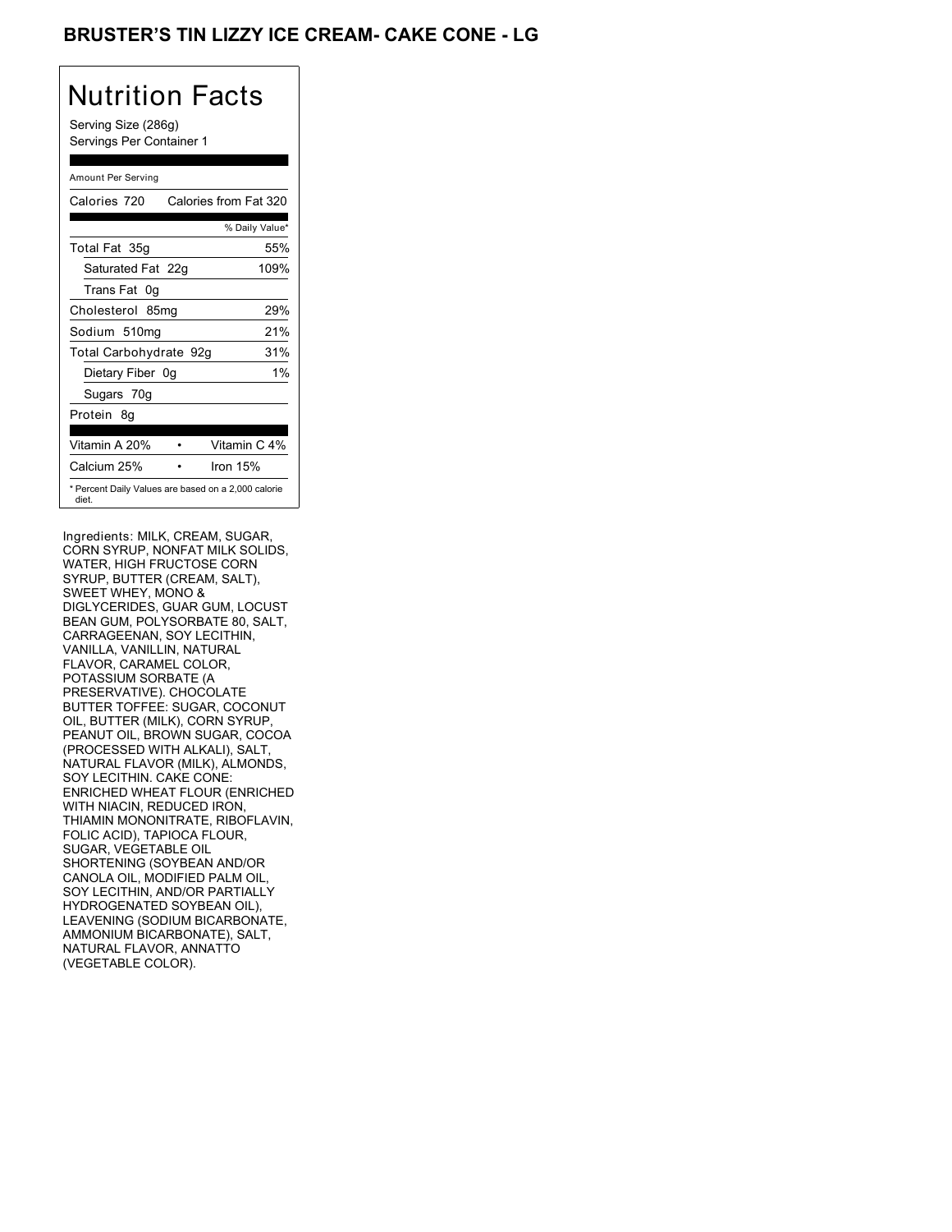# BRUSTER'S TIN LIZZY ICE CREAM- CAKE CONE - LG

## Nutrition Facts

Serving Size (286g)
Servings Per Container 1

Amount Per Serving

| Calories 720 | Calories from Fat 320 |
|---|---|
| | % Daily Value* |
| Total Fat 35g | 55% |
| Saturated Fat 22g | 109% |
| Trans Fat 0g | |
| Cholesterol 85mg | 29% |
| Sodium 510mg | 21% |
| Total Carbohydrate 92g | 31% |
| Dietary Fiber 0g | 1% |
| Sugars 70g | |
| Protein 8g | |
| Vitamin A 20% • | Vitamin C 4% |
| Calcium 25% • | Iron 15% |

* Percent Daily Values are based on a 2,000 calorie diet.

Ingredients: MILK, CREAM, SUGAR, CORN SYRUP, NONFAT MILK SOLIDS, WATER, HIGH FRUCTOSE CORN SYRUP, BUTTER (CREAM, SALT), SWEET WHEY, MONO & DIGLYCERIDES, GUAR GUM, LOCUST BEAN GUM, POLYSORBATE 80, SALT, CARRAGEENAN, SOY LECITHIN, VANILLA, VANILLIN, NATURAL FLAVOR, CARAMEL COLOR, POTASSIUM SORBATE (A PRESERVATIVE). CHOCOLATE BUTTER TOFFEE: SUGAR, COCONUT OIL, BUTTER (MILK), CORN SYRUP, PEANUT OIL, BROWN SUGAR, COCOA (PROCESSED WITH ALKALI), SALT, NATURAL FLAVOR (MILK), ALMONDS, SOY LECITHIN. CAKE CONE: ENRICHED WHEAT FLOUR (ENRICHED WITH NIACIN, REDUCED IRON, THIAMIN MONONITRATE, RIBOFLAVIN, FOLIC ACID), TAPIOCA FLOUR, SUGAR, VEGETABLE OIL SHORTENING (SOYBEAN AND/OR CANOLA OIL, MODIFIED PALM OIL, SOY LECITHIN, AND/OR PARTIALLY HYDROGENATED SOYBEAN OIL), LEAVENING (SODIUM BICARBONATE, AMMONIUM BICARBONATE), SALT, NATURAL FLAVOR, ANNATTO (VEGETABLE COLOR).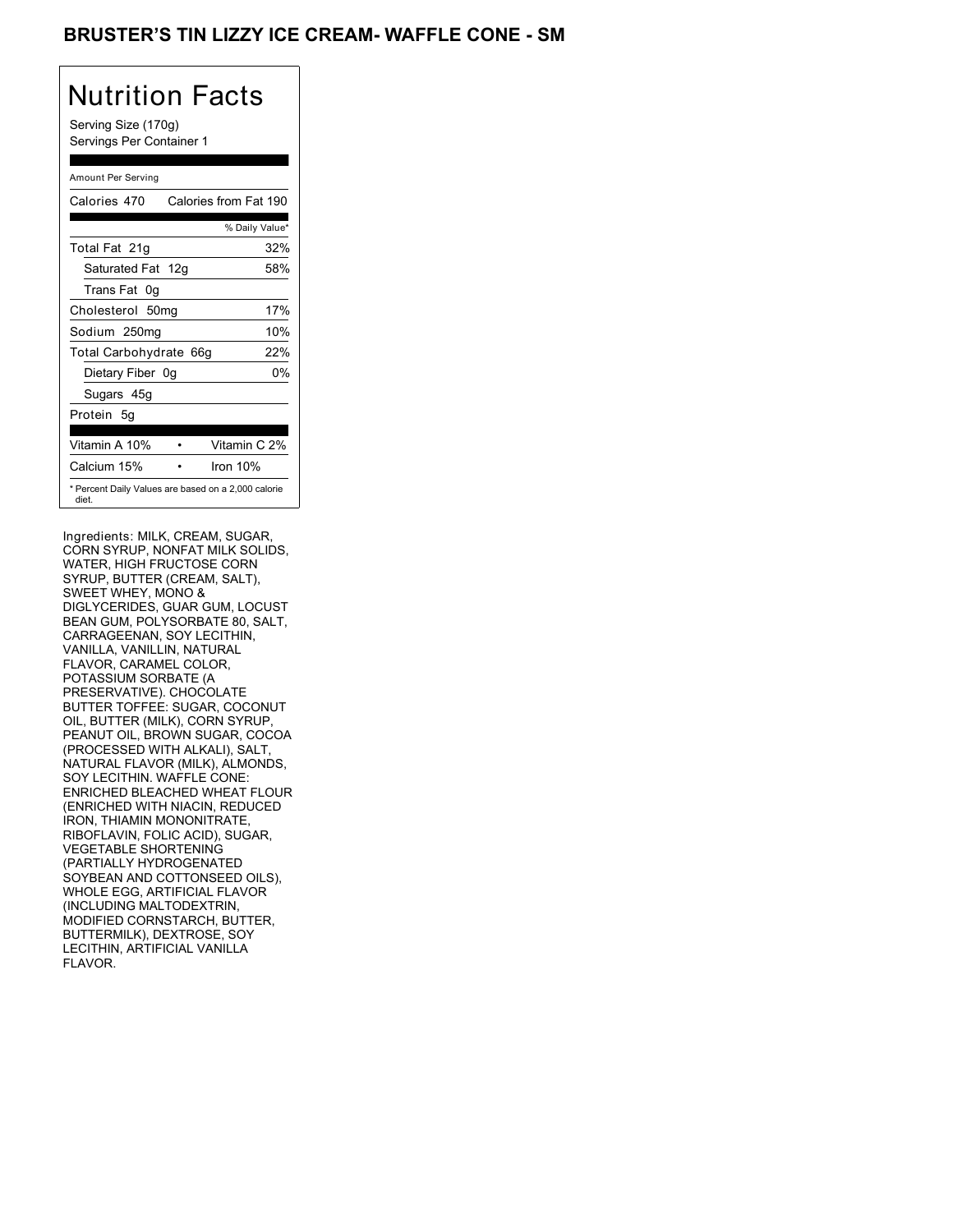# BRUSTER'S TIN LIZZY ICE CREAM- WAFFLE CONE - SM

## Nutrition Facts

Serving Size (170g)
Servings Per Container 1

| Amount Per Serving | |
|---|---|
| Calories 470 | Calories from Fat 190 |
| | % Daily Value* |
| Total Fat 21g | 32% |
| Saturated Fat 12g | 58% |
| Trans Fat 0g | |
| Cholesterol 50mg | 17% |
| Sodium 250mg | 10% |
| Total Carbohydrate 66g | 22% |
| Dietary Fiber 0g | 0% |
| Sugars 45g | |
| Protein 5g | |
| Vitamin A 10% • | Vitamin C 2% |
| Calcium 15% • | Iron 10% |

* Percent Daily Values are based on a 2,000 calorie diet.

Ingredients: MILK, CREAM, SUGAR, CORN SYRUP, NONFAT MILK SOLIDS, WATER, HIGH FRUCTOSE CORN SYRUP, BUTTER (CREAM, SALT), SWEET WHEY, MONO & DIGLYCERIDES, GUAR GUM, LOCUST BEAN GUM, POLYSORBATE 80, SALT, CARRAGEENAN, SOY LECITHIN, VANILLA, VANILLIN, NATURAL FLAVOR, CARAMEL COLOR, POTASSIUM SORBATE (A PRESERVATIVE). CHOCOLATE BUTTER TOFFEE: SUGAR, COCONUT OIL, BUTTER (MILK), CORN SYRUP, PEANUT OIL, BROWN SUGAR, COCOA (PROCESSED WITH ALKALI), SALT, NATURAL FLAVOR (MILK), ALMONDS, SOY LECITHIN. WAFFLE CONE: ENRICHED BLEACHED WHEAT FLOUR (ENRICHED WITH NIACIN, REDUCED IRON, THIAMIN MONONITRATE, RIBOFLAVIN, FOLIC ACID), SUGAR, VEGETABLE SHORTENING (PARTIALLY HYDROGENATED SOYBEAN AND COTTONSEED OILS), WHOLE EGG, ARTIFICIAL FLAVOR (INCLUDING MALTODEXTRIN, MODIFIED CORNSTARCH, BUTTER, BUTTERMILK), DEXTROSE, SOY LECITHIN, ARTIFICIAL VANILLA FLAVOR.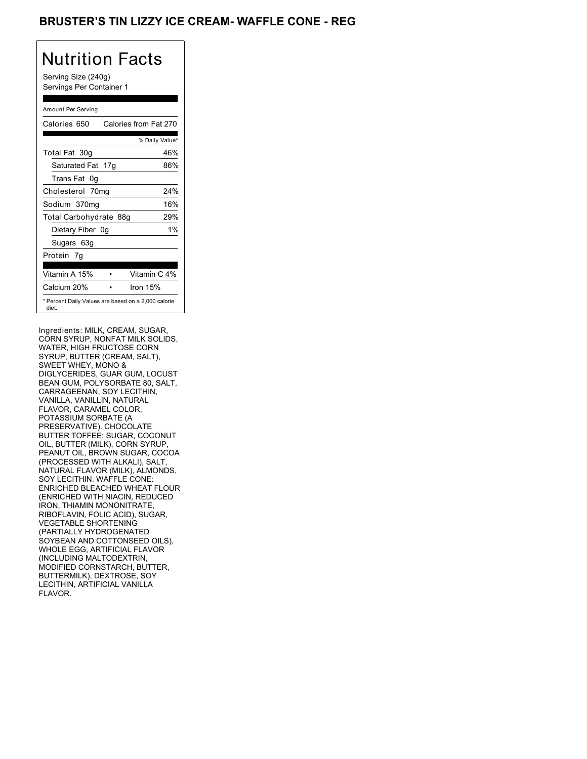# BRUSTER'S TIN LIZZY ICE CREAM- WAFFLE CONE - REG

## Nutrition Facts

Serving Size (240g)
Servings Per Container 1

Amount Per Serving

| Calories 650 | Calories from Fat 270 |
|---|---|
| | % Daily Value* |
| Total Fat 30g | 46% |
| Saturated Fat 17g | 86% |
| Trans Fat 0g | |
| Cholesterol 70mg | 24% |
| Sodium 370mg | 16% |
| Total Carbohydrate 88g | 29% |
| Dietary Fiber 0g | 1% |
| Sugars 63g | |
| Protein 7g | |

| | | |
|---|---|---|
| Vitamin A 15% | • | Vitamin C 4% |
| Calcium 20% | • | Iron 15% |

* Percent Daily Values are based on a 2,000 calorie diet.

Ingredients: MILK, CREAM, SUGAR, CORN SYRUP, NONFAT MILK SOLIDS, WATER, HIGH FRUCTOSE CORN SYRUP, BUTTER (CREAM, SALT), SWEET WHEY, MONO & DIGLYCERIDES, GUAR GUM, LOCUST BEAN GUM, POLYSORBATE 80, SALT, CARRAGEENAN, SOY LECITHIN, VANILLA, VANILLIN, NATURAL FLAVOR, CARAMEL COLOR, POTASSIUM SORBATE (A PRESERVATIVE). CHOCOLATE BUTTER TOFFEE: SUGAR, COCONUT OIL, BUTTER (MILK), CORN SYRUP, PEANUT OIL, BROWN SUGAR, COCOA (PROCESSED WITH ALKALI), SALT, NATURAL FLAVOR (MILK), ALMONDS, SOY LECITHIN. WAFFLE CONE: ENRICHED BLEACHED WHEAT FLOUR (ENRICHED WITH NIACIN, REDUCED IRON, THIAMIN MONONITRATE, RIBOFLAVIN, FOLIC ACID), SUGAR, VEGETABLE SHORTENING (PARTIALLY HYDROGENATED SOYBEAN AND COTTONSEED OILS), WHOLE EGG, ARTIFICIAL FLAVOR (INCLUDING MALTODEXTRIN, MODIFIED CORNSTARCH, BUTTER, BUTTERMILK), DEXTROSE, SOY LECITHIN, ARTIFICIAL VANILLA FLAVOR.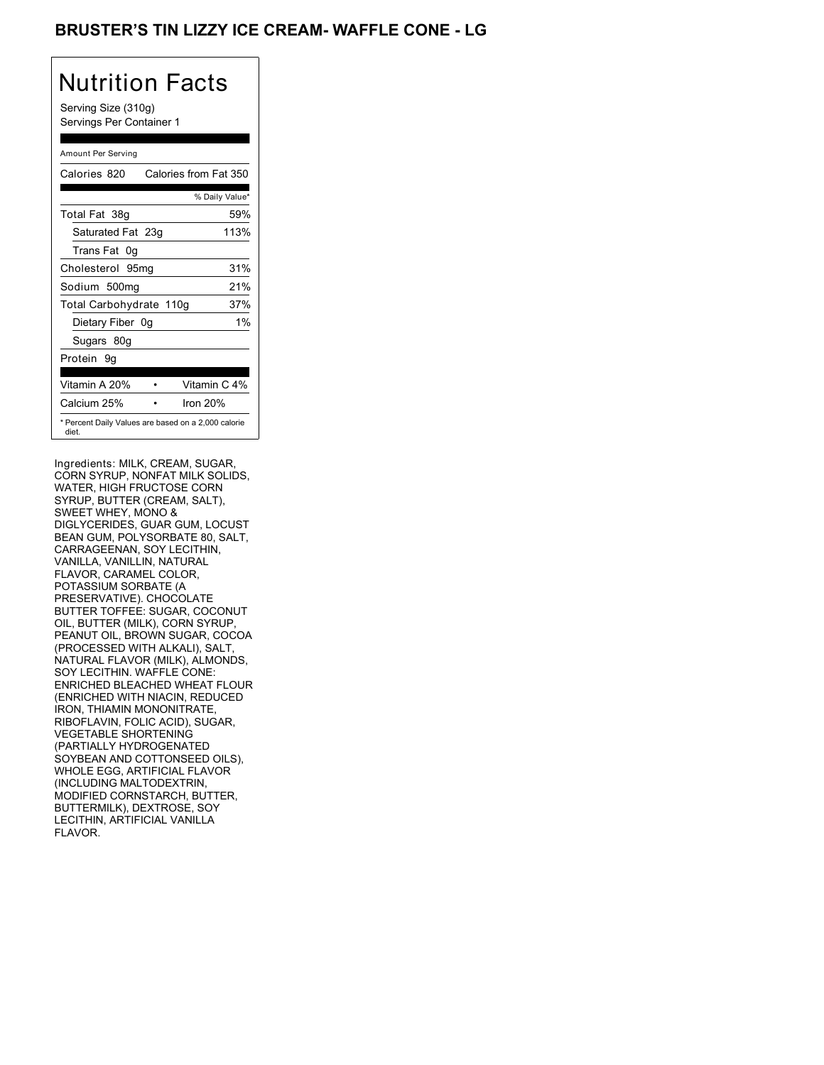## BRUSTER'S TIN LIZZY ICE CREAM- WAFFLE CONE - LG

# Nutrition Facts

Serving Size (310g)
Servings Per Container 1

| Amount Per Serving | |
|---|---|
| Calories 820 | Calories from Fat 350 |
| | % Daily Value* |
| Total Fat 38g | 59% |
| Saturated Fat 23g | 113% |
| Trans Fat 0g | |
| Cholesterol 95mg | 31% |
| Sodium 500mg | 21% |
| Total Carbohydrate 110g | 37% |
| Dietary Fiber 0g | 1% |
| Sugars 80g | |
| Protein 9g | |
| Vitamin A 20% • | Vitamin C 4% |
| Calcium 25% • | Iron 20% |

* Percent Daily Values are based on a 2,000 calorie diet.

Ingredients: MILK, CREAM, SUGAR, CORN SYRUP, NONFAT MILK SOLIDS, WATER, HIGH FRUCTOSE CORN SYRUP, BUTTER (CREAM, SALT), SWEET WHEY, MONO & DIGLYCERIDES, GUAR GUM, LOCUST BEAN GUM, POLYSORBATE 80, SALT, CARRAGEENAN, SOY LECITHIN, VANILLA, VANILLIN, NATURAL FLAVOR, CARAMEL COLOR, POTASSIUM SORBATE (A PRESERVATIVE). CHOCOLATE BUTTER TOFFEE: SUGAR, COCONUT OIL, BUTTER (MILK), CORN SYRUP, PEANUT OIL, BROWN SUGAR, COCOA (PROCESSED WITH ALKALI), SALT, NATURAL FLAVOR (MILK), ALMONDS, SOY LECITHIN. WAFFLE CONE: ENRICHED BLEACHED WHEAT FLOUR (ENRICHED WITH NIACIN, REDUCED IRON, THIAMIN MONONITRATE, RIBOFLAVIN, FOLIC ACID), SUGAR, VEGETABLE SHORTENING (PARTIALLY HYDROGENATED SOYBEAN AND COTTONSEED OILS), WHOLE EGG, ARTIFICIAL FLAVOR (INCLUDING MALTODEXTRIN, MODIFIED CORNSTARCH, BUTTER, BUTTERMILK), DEXTROSE, SOY LECITHIN, ARTIFICIAL VANILLA FLAVOR.